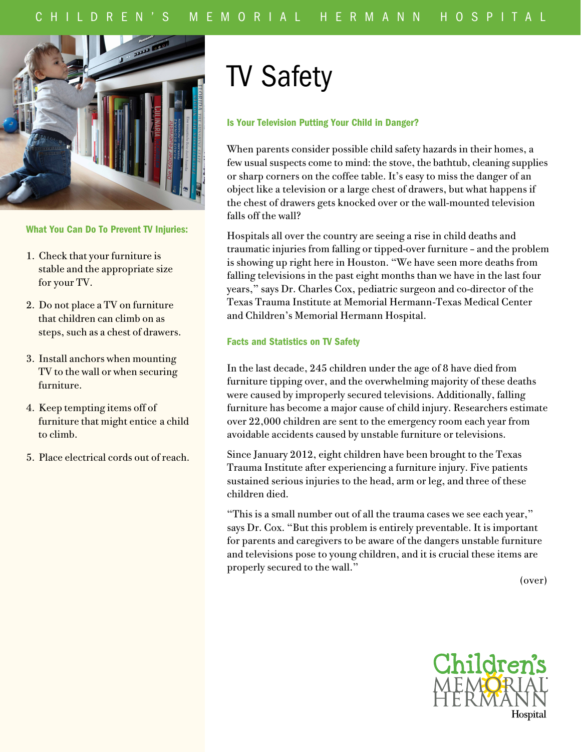# TV Safety

### Is Your Television Putting Your Child in Danger?

When parents consider possible child safety hazards in their homes, a few usual suspects come to mind: the stove, the bathtub, cleaning supplies or sharp corners on the coffee table. It's easy to miss the danger of an object like a television or a large chest of drawers, but what happens if the chest of drawers gets knocked over or the wall-mounted television falls off the wall?

Hospitals all over the country are seeing a rise in child deaths and traumatic injuries from falling or tipped-over furniture – and the problem is showing up right here in Houston. "We have seen more deaths from falling televisions in the past eight months than we have in the last four years," says Dr. Charles Cox, pediatric surgeon and co-director of the Texas Trauma Institute at Memorial Hermann-Texas Medical Center and Children's Memorial Hermann Hospital.

### Facts and Statistics on TV Safety

In the last decade, 245 children under the age of 8 have died from furniture tipping over, and the overwhelming majority of these deaths were caused by improperly secured televisions. Additionally, falling furniture has become a major cause of child injury. Researchers estimate over 22,000 children are sent to the emergency room each year from avoidable accidents caused by unstable furniture or televisions.

Since January 2012, eight children have been brought to the Texas Trauma Institute after experiencing a furniture injury. Five patients sustained serious injuries to the head, arm or leg, and three of these children died.

"This is a small number out of all the trauma cases we see each year," says Dr. Cox. "But this problem is entirely preventable. It is important for parents and caregivers to be aware of the dangers unstable furniture and televisions pose to young children, and it is crucial these items are properly secured to the wall."

(over)

### What You Can Do To Prevent TV Injuries:

1. Check that your furniture is stable and the appropriate size for your TV.
2. Do not place a TV on furniture that children can climb on as steps, such as a chest of drawers.
3. Install anchors when mounting TV to the wall or when securing furniture.
4. Keep tempting items off of furniture that might entice a child to climb.
5. Place electrical cords out of reach.

Children's Memorial Hermann Hospital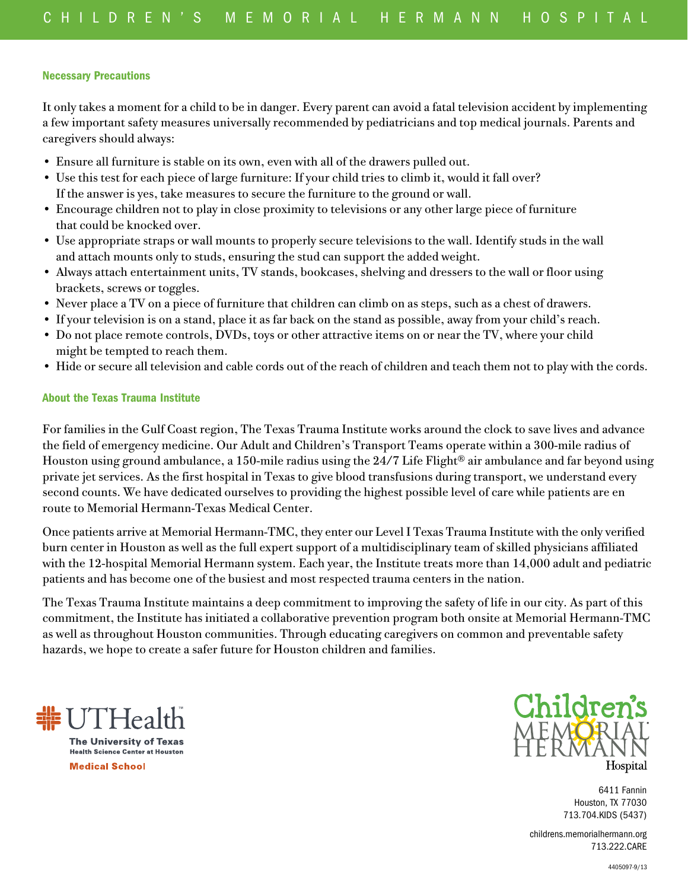### Necessary Precautions

It only takes a moment for a child to be in danger. Every parent can avoid a fatal television accident by implementing a few important safety measures universally recommended by pediatricians and top medical journals. Parents and caregivers should always:

- Ensure all furniture is stable on its own, even with all of the drawers pulled out.
- Use this test for each piece of large furniture: If your child tries to climb it, would it fall over? If the answer is yes, take measures to secure the furniture to the ground or wall.
- Encourage children not to play in close proximity to televisions or any other large piece of furniture that could be knocked over.
- Use appropriate straps or wall mounts to properly secure televisions to the wall. Identify studs in the wall and attach mounts only to studs, ensuring the stud can support the added weight.
- Always attach entertainment units, TV stands, bookcases, shelving and dressers to the wall or floor using brackets, screws or toggles.
- Never place a TV on a piece of furniture that children can climb on as steps, such as a chest of drawers.
- If your television is on a stand, place it as far back on the stand as possible, away from your child's reach.
- Do not place remote controls, DVDs, toys or other attractive items on or near the TV, where your child might be tempted to reach them.
- Hide or secure all television and cable cords out of the reach of children and teach them not to play with the cords.

### About the Texas Trauma Institute

For families in the Gulf Coast region, The Texas Trauma Institute works around the clock to save lives and advance the field of emergency medicine. Our Adult and Children's Transport Teams operate within a 300-mile radius of Houston using ground ambulance, a 150-mile radius using the 24/7 Life Flight® air ambulance and far beyond using private jet services. As the first hospital in Texas to give blood transfusions during transport, we understand every second counts. We have dedicated ourselves to providing the highest possible level of care while patients are en route to Memorial Hermann-Texas Medical Center.

Once patients arrive at Memorial Hermann-TMC, they enter our Level I Texas Trauma Institute with the only verified burn center in Houston as well as the full expert support of a multidisciplinary team of skilled physicians affiliated with the 12-hospital Memorial Hermann system. Each year, the Institute treats more than 14,000 adult and pediatric patients and has become one of the busiest and most respected trauma centers in the nation.

The Texas Trauma Institute maintains a deep commitment to improving the safety of life in our city. As part of this commitment, the Institute has initiated a collaborative prevention program both onsite at Memorial Hermann-TMC as well as throughout Houston communities. Through educating caregivers on common and preventable safety hazards, we hope to create a safer future for Houston children and families.

UTHealth™
The University of Texas
Health Science Center at Houston
Medical School

Children's Memorial Hermann Hospital

6411 Fannin
Houston, TX 77030
713.704.KIDS (5437)

childrens.memorialhermann.org
713.222.CARE

4405097-9/13